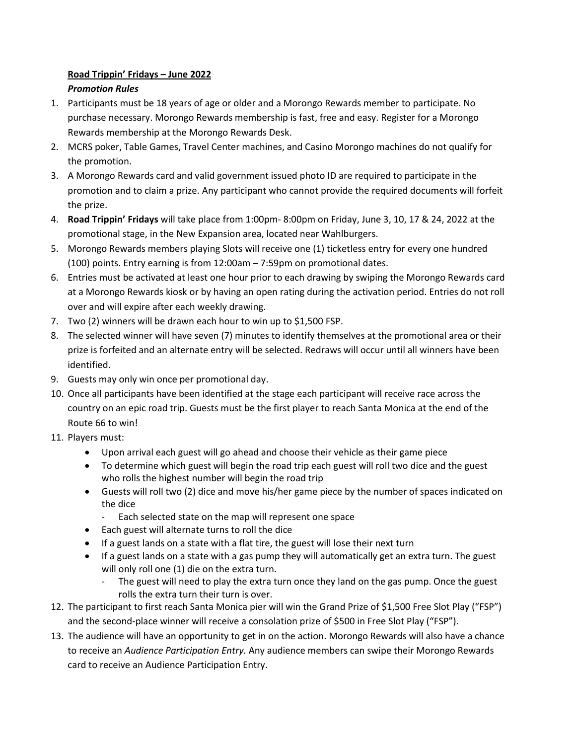**Road Trippin' Fridays – June 2022**

***Promotion Rules***

1. Participants must be 18 years of age or older and a Morongo Rewards member to participate. No purchase necessary. Morongo Rewards membership is fast, free and easy. Register for a Morongo Rewards membership at the Morongo Rewards Desk.
2. MCRS poker, Table Games, Travel Center machines, and Casino Morongo machines do not qualify for the promotion.
3. A Morongo Rewards card and valid government issued photo ID are required to participate in the promotion and to claim a prize. Any participant who cannot provide the required documents will forfeit the prize.
4. **Road Trippin' Fridays** will take place from 1:00pm- 8:00pm on Friday, June 3, 10, 17 & 24, 2022 at the promotional stage, in the New Expansion area, located near Wahlburgers.
5. Morongo Rewards members playing Slots will receive one (1) ticketless entry for every one hundred (100) points. Entry earning is from 12:00am – 7:59pm on promotional dates.
6. Entries must be activated at least one hour prior to each drawing by swiping the Morongo Rewards card at a Morongo Rewards kiosk or by having an open rating during the activation period. Entries do not roll over and will expire after each weekly drawing.
7. Two (2) winners will be drawn each hour to win up to $1,500 FSP.
8. The selected winner will have seven (7) minutes to identify themselves at the promotional area or their prize is forfeited and an alternate entry will be selected. Redraws will occur until all winners have been identified.
9. Guests may only win once per promotional day.
10. Once all participants have been identified at the stage each participant will receive race across the country on an epic road trip. Guests must be the first player to reach Santa Monica at the end of the Route 66 to win!
11. Players must:
    - Upon arrival each guest will go ahead and choose their vehicle as their game piece
    - To determine which guest will begin the road trip each guest will roll two dice and the guest who rolls the highest number will begin the road trip
    - Guests will roll two (2) dice and move his/her game piece by the number of spaces indicated on the dice
        - Each selected state on the map will represent one space
    - Each guest will alternate turns to roll the dice
    - If a guest lands on a state with a flat tire, the guest will lose their next turn
    - If a guest lands on a state with a gas pump they will automatically get an extra turn. The guest will only roll one (1) die on the extra turn.
        - The guest will need to play the extra turn once they land on the gas pump. Once the guest rolls the extra turn their turn is over.
12. The participant to first reach Santa Monica pier will win the Grand Prize of $1,500 Free Slot Play ("FSP") and the second-place winner will receive a consolation prize of $500 in Free Slot Play ("FSP").
13. The audience will have an opportunity to get in on the action. Morongo Rewards will also have a chance to receive an *Audience Participation Entry.* Any audience members can swipe their Morongo Rewards card to receive an Audience Participation Entry.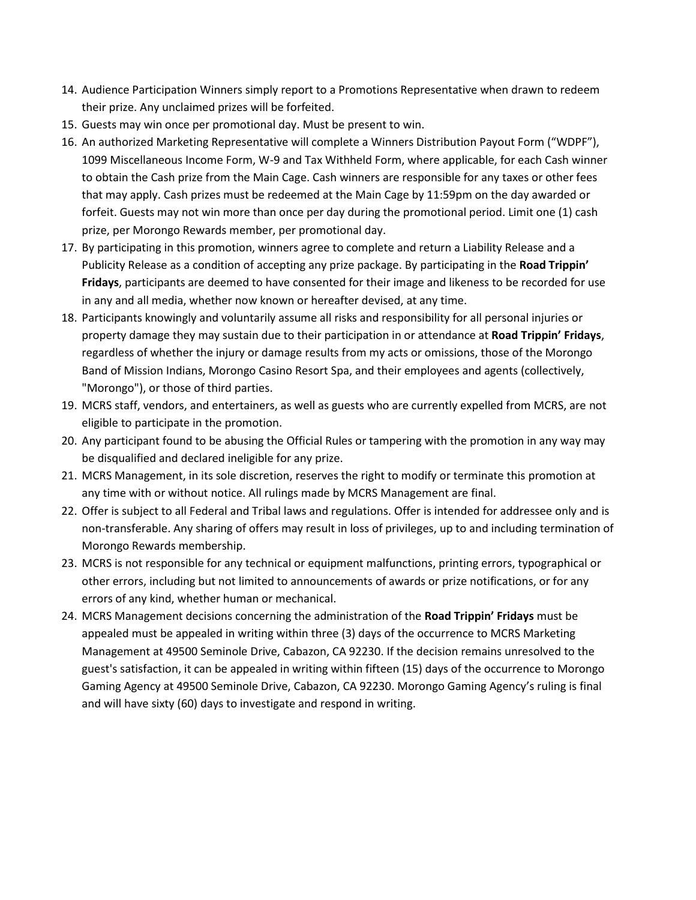14. Audience Participation Winners simply report to a Promotions Representative when drawn to redeem their prize. Any unclaimed prizes will be forfeited.
15. Guests may win once per promotional day. Must be present to win.
16. An authorized Marketing Representative will complete a Winners Distribution Payout Form ("WDPF"), 1099 Miscellaneous Income Form, W-9 and Tax Withheld Form, where applicable, for each Cash winner to obtain the Cash prize from the Main Cage. Cash winners are responsible for any taxes or other fees that may apply. Cash prizes must be redeemed at the Main Cage by 11:59pm on the day awarded or forfeit. Guests may not win more than once per day during the promotional period. Limit one (1) cash prize, per Morongo Rewards member, per promotional day.
17. By participating in this promotion, winners agree to complete and return a Liability Release and a Publicity Release as a condition of accepting any prize package. By participating in the **Road Trippin' Fridays**, participants are deemed to have consented for their image and likeness to be recorded for use in any and all media, whether now known or hereafter devised, at any time.
18. Participants knowingly and voluntarily assume all risks and responsibility for all personal injuries or property damage they may sustain due to their participation in or attendance at **Road Trippin' Fridays**, regardless of whether the injury or damage results from my acts or omissions, those of the Morongo Band of Mission Indians, Morongo Casino Resort Spa, and their employees and agents (collectively, "Morongo"), or those of third parties.
19. MCRS staff, vendors, and entertainers, as well as guests who are currently expelled from MCRS, are not eligible to participate in the promotion.
20. Any participant found to be abusing the Official Rules or tampering with the promotion in any way may be disqualified and declared ineligible for any prize.
21. MCRS Management, in its sole discretion, reserves the right to modify or terminate this promotion at any time with or without notice. All rulings made by MCRS Management are final.
22. Offer is subject to all Federal and Tribal laws and regulations. Offer is intended for addressee only and is non-transferable. Any sharing of offers may result in loss of privileges, up to and including termination of Morongo Rewards membership.
23. MCRS is not responsible for any technical or equipment malfunctions, printing errors, typographical or other errors, including but not limited to announcements of awards or prize notifications, or for any errors of any kind, whether human or mechanical.
24. MCRS Management decisions concerning the administration of the **Road Trippin' Fridays** must be appealed must be appealed in writing within three (3) days of the occurrence to MCRS Marketing Management at 49500 Seminole Drive, Cabazon, CA 92230. If the decision remains unresolved to the guest's satisfaction, it can be appealed in writing within fifteen (15) days of the occurrence to Morongo Gaming Agency at 49500 Seminole Drive, Cabazon, CA 92230. Morongo Gaming Agency's ruling is final and will have sixty (60) days to investigate and respond in writing.